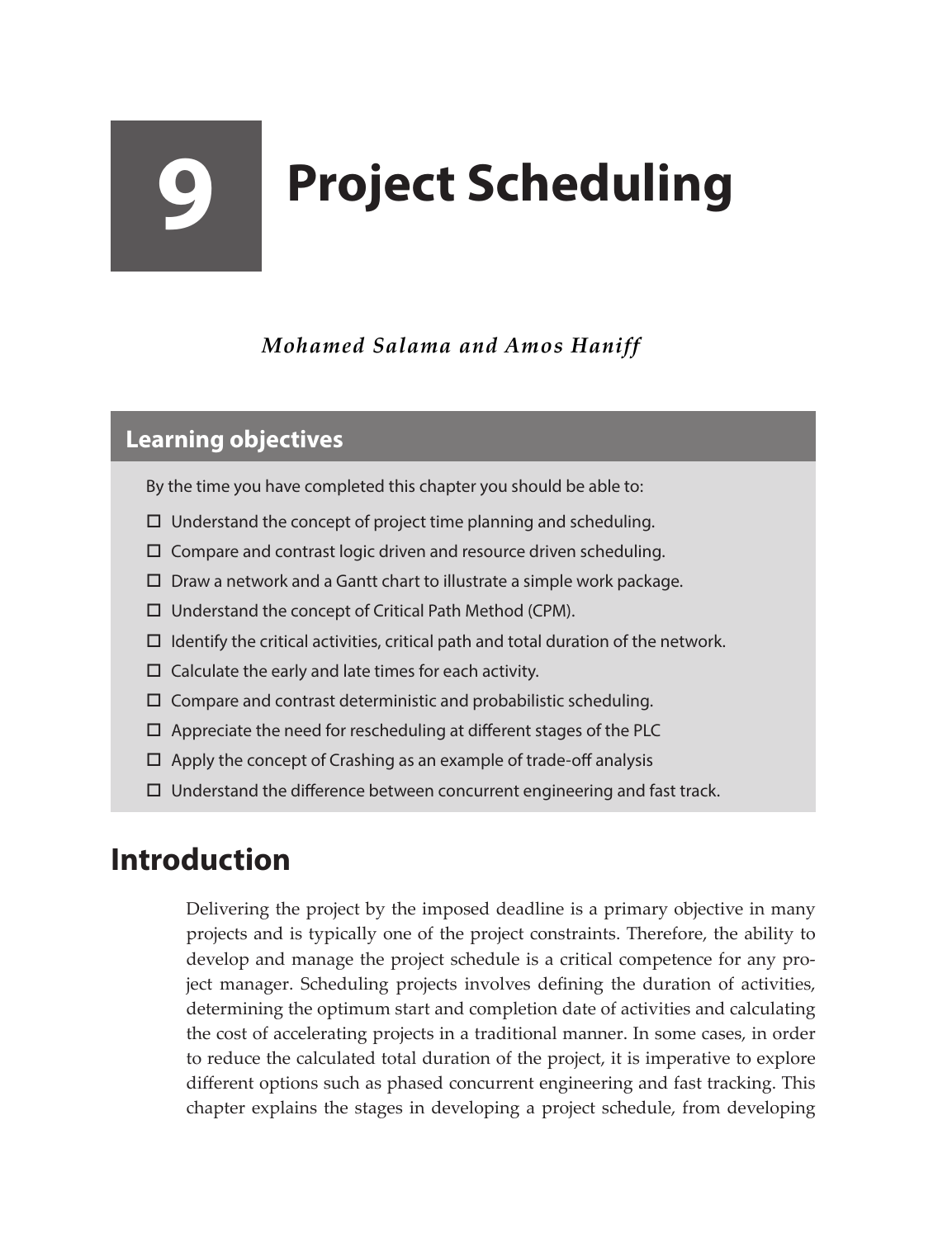# 9 Project Scheduling

*Mohamed Salama and Amos Haniff*

## Learning objectives

By the time you have completed this chapter you should be able to:

- ☐ Understand the concept of project time planning and scheduling.
- ☐ Compare and contrast logic driven and resource driven scheduling.
- ☐ Draw a network and a Gantt chart to illustrate a simple work package.
- ☐ Understand the concept of Critical Path Method (CPM).
- ☐ Identify the critical activities, critical path and total duration of the network.
- ☐ Calculate the early and late times for each activity.
- ☐ Compare and contrast deterministic and probabilistic scheduling.
- ☐ Appreciate the need for rescheduling at different stages of the PLC
- ☐ Apply the concept of Crashing as an example of trade-off analysis
- ☐ Understand the difference between concurrent engineering and fast track.

## Introduction

Delivering the project by the imposed deadline is a primary objective in many projects and is typically one of the project constraints. Therefore, the ability to develop and manage the project schedule is a critical competence for any project manager. Scheduling projects involves defining the duration of activities, determining the optimum start and completion date of activities and calculating the cost of accelerating projects in a traditional manner. In some cases, in order to reduce the calculated total duration of the project, it is imperative to explore different options such as phased concurrent engineering and fast tracking. This chapter explains the stages in developing a project schedule, from developing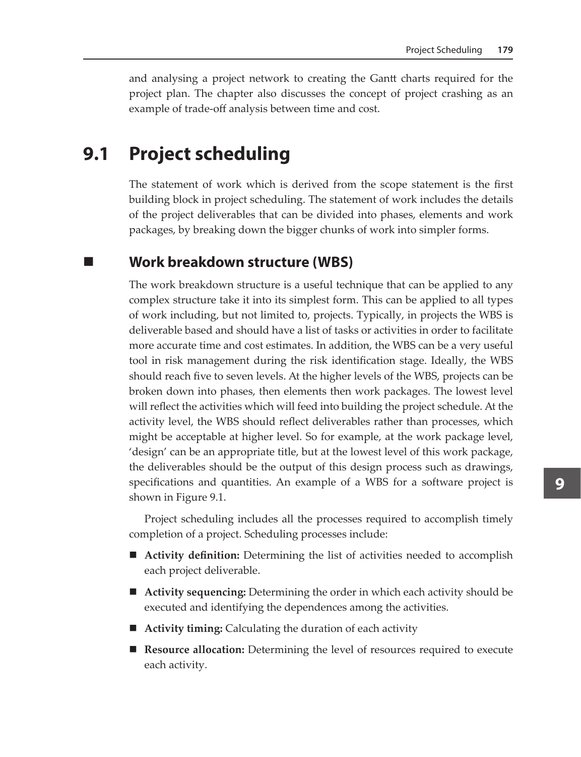and analysing a project network to creating the Gantt charts required for the project plan. The chapter also discusses the concept of project crashing as an example of trade-off analysis between time and cost.

## 9.1 Project scheduling

The statement of work which is derived from the scope statement is the first building block in project scheduling. The statement of work includes the details of the project deliverables that can be divided into phases, elements and work packages, by breaking down the bigger chunks of work into simpler forms.

### Work breakdown structure (WBS)

The work breakdown structure is a useful technique that can be applied to any complex structure take it into its simplest form. This can be applied to all types of work including, but not limited to, projects. Typically, in projects the WBS is deliverable based and should have a list of tasks or activities in order to facilitate more accurate time and cost estimates. In addition, the WBS can be a very useful tool in risk management during the risk identification stage. Ideally, the WBS should reach five to seven levels. At the higher levels of the WBS, projects can be broken down into phases, then elements then work packages. The lowest level will reflect the activities which will feed into building the project schedule. At the activity level, the WBS should reflect deliverables rather than processes, which might be acceptable at higher level. So for example, at the work package level, 'design' can be an appropriate title, but at the lowest level of this work package, the deliverables should be the output of this design process such as drawings, specifications and quantities. An example of a WBS for a software project is shown in Figure 9.1.

Project scheduling includes all the processes required to accomplish timely completion of a project. Scheduling processes include:

- **Activity definition:** Determining the list of activities needed to accomplish each project deliverable.
- **Activity sequencing:** Determining the order in which each activity should be executed and identifying the dependences among the activities.
- **Activity timing:** Calculating the duration of each activity
- **Resource allocation:** Determining the level of resources required to execute each activity.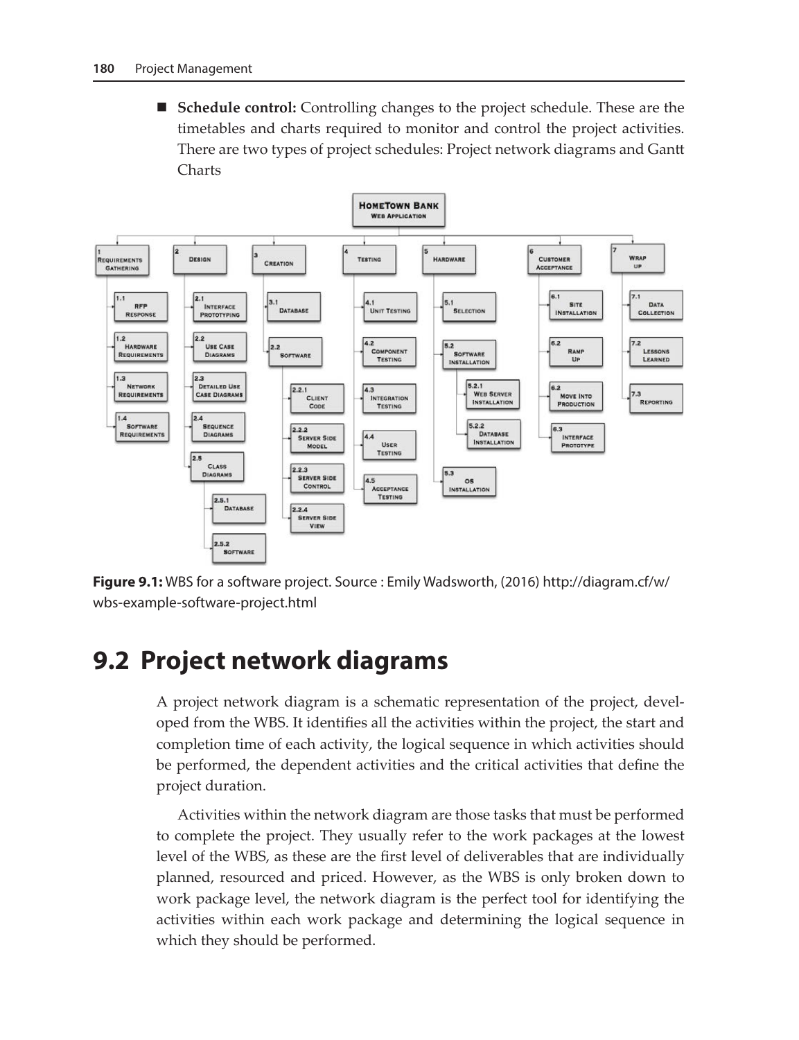- **Schedule control:** Controlling changes to the project schedule. These are the timetables and charts required to monitor and control the project activities. There are two types of project schedules: Project network diagrams and Gantt Charts

HomeTown Bank
Web Application

1 Requirements Gathering
1.1 RFP Response
1.2 Hardware Requirements
1.3 Network Requirements
1.4 Software Requirements

2 Design
2.1 Interface Prototyping
2.2 Use Case Diagrams
2.3 Detailed Use Case Diagrams
2.4 Sequence Diagrams
2.5 Class Diagrams
2.5.1 Database
2.5.2 Software

3 Creation
3.1 Database
2.2 Software
2.2.1 Client Code
2.2.2 Server Side Model
2.2.3 Server Side Control
2.2.4 Server Side View

4 Testing
4.1 Unit Testing
4.2 Component Testing
4.3 Integration Testing
4.4 User Testing
4.5 Acceptance Testing

5 Hardware
5.1 Selection
5.2 Software Installation
5.2.1 Web Server Installation
5.2.2 Database Installation
5.3 OS Installation

6 Customer Acceptance
6.1 Site Installation
6.2 Ramp Up
6.2 Move Into Production
6.3 Interface Prototype

7 Wrap Up
7.1 Data Collection
7.2 Lessons Learned
7.3 Reporting

**Figure 9.1:** WBS for a software project. Source : Emily Wadsworth, (2016) http://diagram.cf/w/wbs-example-software-project.html

## 9.2 Project network diagrams

A project network diagram is a schematic representation of the project, developed from the WBS. It identifies all the activities within the project, the start and completion time of each activity, the logical sequence in which activities should be performed, the dependent activities and the critical activities that define the project duration.

Activities within the network diagram are those tasks that must be performed to complete the project. They usually refer to the work packages at the lowest level of the WBS, as these are the first level of deliverables that are individually planned, resourced and priced. However, as the WBS is only broken down to work package level, the network diagram is the perfect tool for identifying the activities within each work package and determining the logical sequence in which they should be performed.